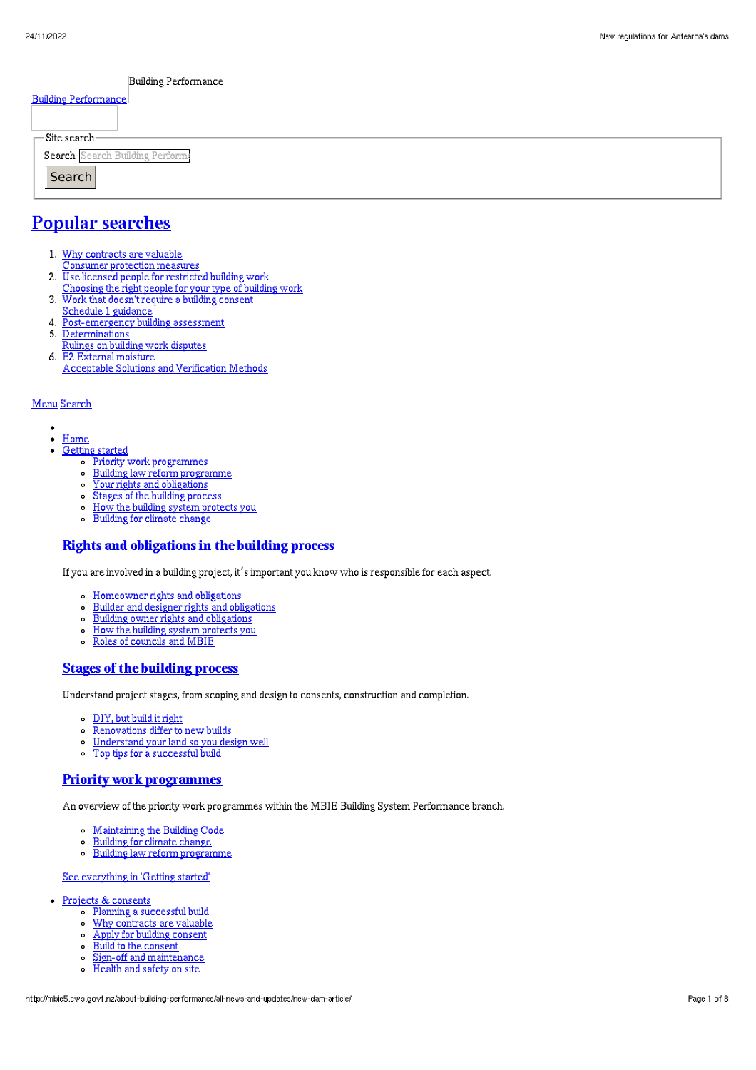Building Performance

Building Performance

Site search

Search

Search

# Popular searches

1. Why contracts are valuable
   Consumer protection measures
2. Use licensed people for restricted building work
   Choosing the right people for your type of building work
3. Work that doesn't require a building consent
   Schedule 1 guidance
4. Post-emergency building assessment
5. Determinations
   Rulings on building work disputes
6. E2 External moisture
   Acceptable Solutions and Verification Methods

Menu Search

- Home
- Getting started
  - Priority work programmes
  - Building law reform programme
  - Your rights and obligations
  - Stages of the building process
  - How the building system protects you
  - Building for climate change

  ## Rights and obligations in the building process

  If you are involved in a building project, it's important you know who is responsible for each aspect.

  - Homeowner rights and obligations
  - Builder and designer rights and obligations
  - Building owner rights and obligations
  - How the building system protects you
  - Roles of councils and MBIE

  ## Stages of the building process

  Understand project stages, from scoping and design to consents, construction and completion.

  - DIY, but build it right
  - Renovations differ to new builds
  - Understand your land so you design well
  - Top tips for a successful build

  ## Priority work programmes

  An overview of the priority work programmes within the MBIE Building System Performance branch.

  - Maintaining the Building Code
  - Building for climate change
  - Building law reform programme

  See everything in 'Getting started'

- Projects & consents
  - Planning a successful build
  - Why contracts are valuable
  - Apply for building consent
  - Build to the consent
  - Sign-off and maintenance
  - Health and safety on site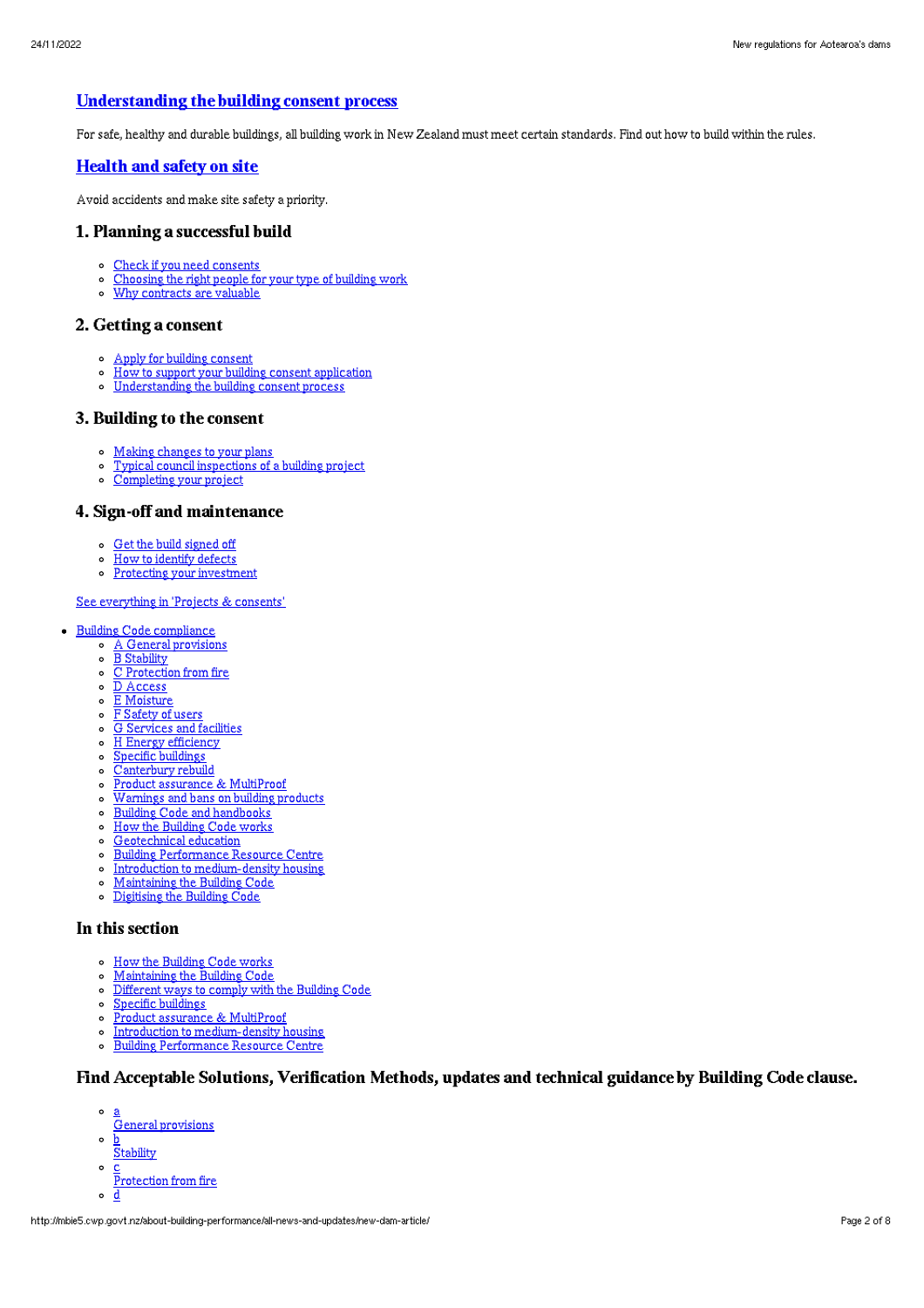## Understanding the building consent process

For safe, healthy and durable buildings, all building work in New Zealand must meet certain standards. Find out how to build within the rules.

## Health and safety on site

Avoid accidents and make site safety a priority.

### 1. Planning a successful build

- Check if you need consents
- Choosing the right people for your type of building work
- Why contracts are valuable

### 2. Getting a consent

- Apply for building consent
- How to support your building consent application
- Understanding the building consent process

### 3. Building to the consent

- Making changes to your plans
- Typical council inspections of a building project
- Completing your project

### 4. Sign-off and maintenance

- Get the build signed off
- How to identify defects
- Protecting your investment

See everything in 'Projects & consents'

- Building Code compliance
  - A General provisions
  - B Stability
  - C Protection from fire
  - D Access
  - E Moisture
  - F Safety of users
  - G Services and facilities
  - H Energy efficiency
  - Specific buildings
  - Canterbury rebuild
  - Product assurance & MultiProof
  - Warnings and bans on building products
  - Building Code and handbooks
  - How the Building Code works
  - Geotechnical education
  - Building Performance Resource Centre
  - Introduction to medium-density housing
  - Maintaining the Building Code
  - Digitising the Building Code

### In this section

- How the Building Code works
- Maintaining the Building Code
- Different ways to comply with the Building Code
- Specific buildings
- Product assurance & MultiProof
- Introduction to medium-density housing
- Building Performance Resource Centre

### Find Acceptable Solutions, Verification Methods, updates and technical guidance by Building Code clause.

- a
  General provisions
- b
  Stability
- c
  Protection from fire
- d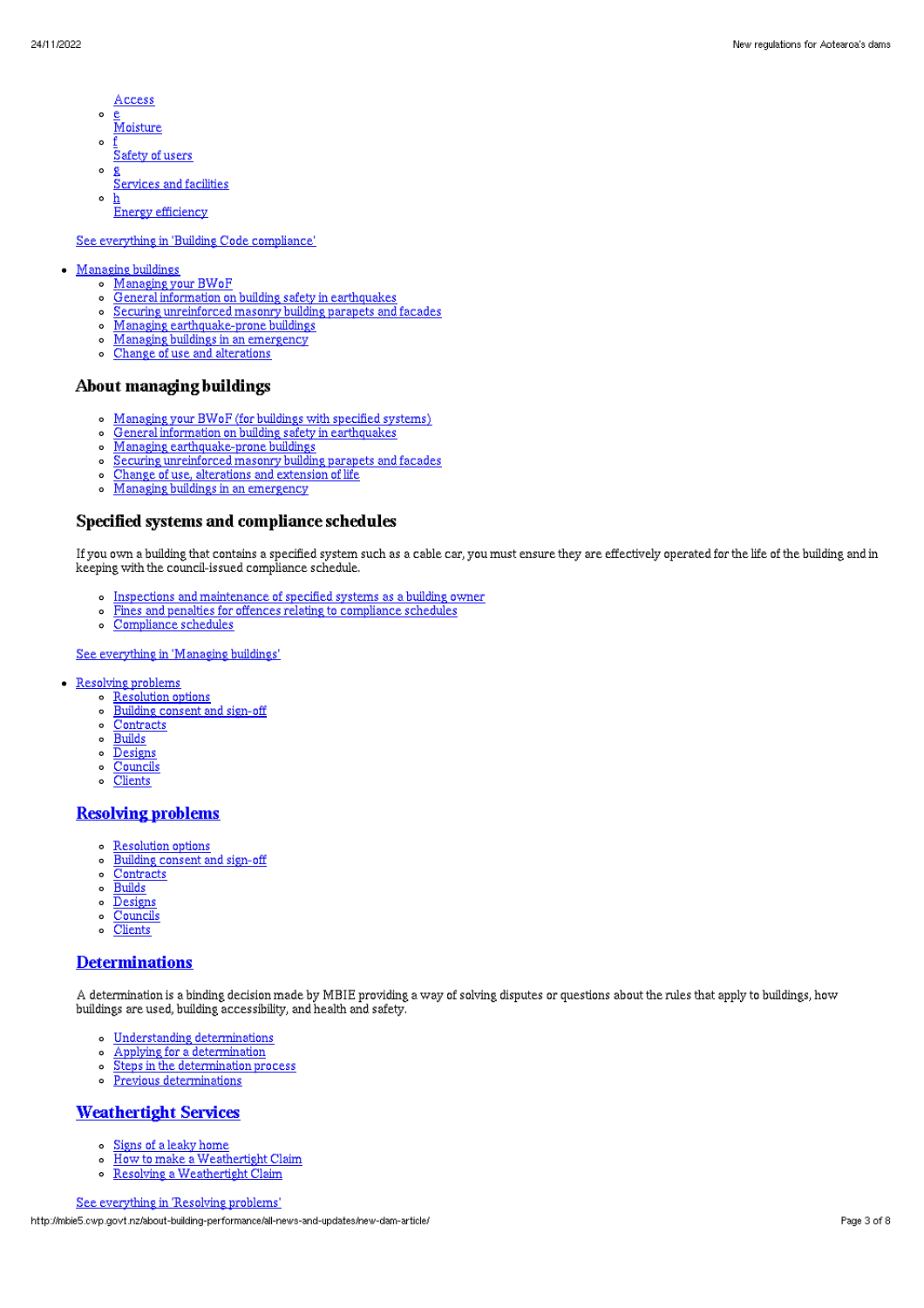- Access
- e
  Moisture
- f
  Safety of users
- g
  Services and facilities
- h
  Energy efficiency

See everything in 'Building Code compliance'

- Managing buildings
  - Managing your BWoF
  - General information on building safety in earthquakes
  - Securing unreinforced masonry building parapets and facades
  - Managing earthquake-prone buildings
  - Managing buildings in an emergency
  - Change of use and alterations

### About managing buildings

- Managing your BWoF (for buildings with specified systems)
- General information on building safety in earthquakes
- Managing earthquake-prone buildings
- Securing unreinforced masonry building parapets and facades
- Change of use, alterations and extension of life
- Managing buildings in an emergency

### Specified systems and compliance schedules

If you own a building that contains a specified system such as a cable car, you must ensure they are effectively operated for the life of the building and in keeping with the council-issued compliance schedule.

- Inspections and maintenance of specified systems as a building owner
- Fines and penalties for offences relating to compliance schedules
- Compliance schedules

See everything in 'Managing buildings'

- Resolving problems
  - Resolution options
  - Building consent and sign-off
  - Contracts
  - Builds
  - Designs
  - Councils
  - Clients

### Resolving problems

- Resolution options
- Building consent and sign-off
- Contracts
- Builds
- Designs
- Councils
- Clients

### Determinations

A determination is a binding decision made by MBIE providing a way of solving disputes or questions about the rules that apply to buildings, how buildings are used, building accessibility, and health and safety.

- Understanding determinations
- Applying for a determination
- Steps in the determination process
- Previous determinations

### Weathertight Services

- Signs of a leaky home
- How to make a Weathertight Claim
- Resolving a Weathertight Claim

See everything in 'Resolving problems'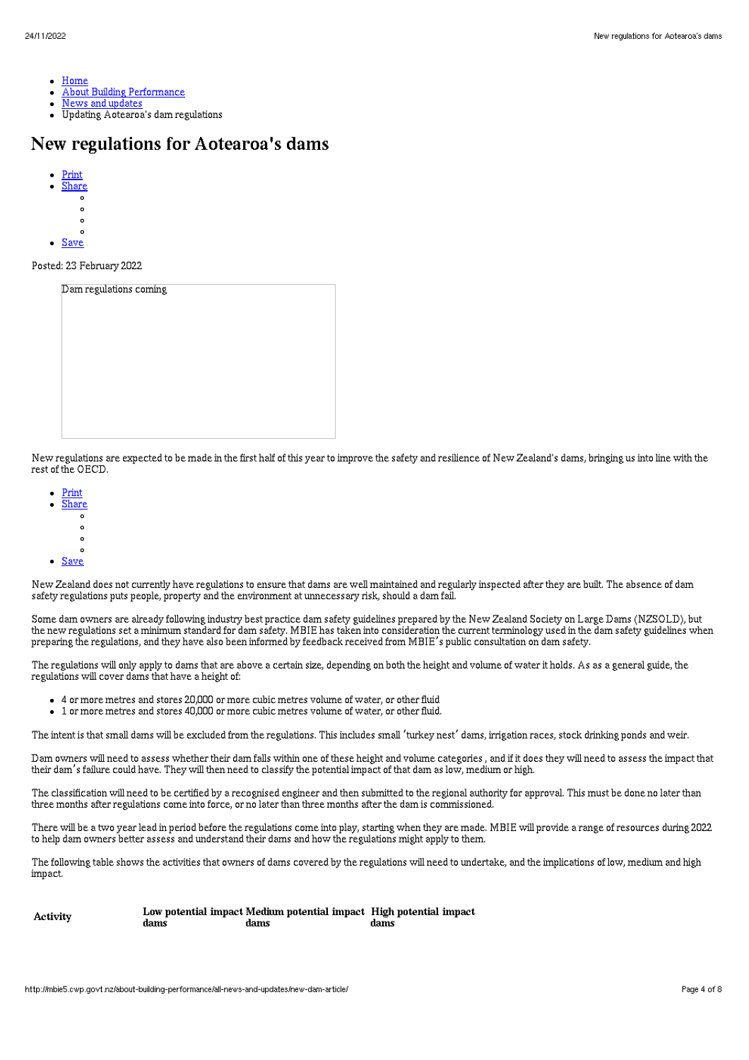- Home
- About Building Performance
- News and updates
- Updating Aotearoa's dam regulations

# New regulations for Aotearoa's dams

- Print
- Share
- Save

Posted: 23 February 2022

Dam regulations coming

New regulations are expected to be made in the first half of this year to improve the safety and resilience of New Zealand's dams, bringing us into line with the rest of the OECD.

- Print
- Share
- Save

New Zealand does not currently have regulations to ensure that dams are well maintained and regularly inspected after they are built. The absence of dam safety regulations puts people, property and the environment at unnecessary risk, should a dam fail.

Some dam owners are already following industry best practice dam safety guidelines prepared by the New Zealand Society on Large Dams (NZSOLD), but the new regulations set a minimum standard for dam safety. MBIE has taken into consideration the current terminology used in the dam safety guidelines when preparing the regulations, and they have also been informed by feedback received from MBIE's public consultation on dam safety.

The regulations will only apply to dams that are above a certain size, depending on both the height and volume of water it holds. As as a general guide, the regulations will cover dams that have a height of:

- 4 or more metres and stores 20,000 or more cubic metres volume of water, or other fluid
- 1 or more metres and stores 40,000 or more cubic metres volume of water, or other fluid.

The intent is that small dams will be excluded from the regulations. This includes small 'turkey nest' dams, irrigation races, stock drinking ponds and weir.

Dam owners will need to assess whether their dam falls within one of these height and volume categories , and if it does they will need to assess the impact that their dam's failure could have. They will then need to classify the potential impact of that dam as low, medium or high.

The classification will need to be certified by a recognised engineer and then submitted to the regional authority for approval. This must be done no later than three months after regulations come into force, or no later than three months after the dam is commissioned.

There will be a two year lead in period before the regulations come into play, starting when they are made. MBIE will provide a range of resources during 2022 to help dam owners better assess and understand their dams and how the regulations might apply to them.

The following table shows the activities that owners of dams covered by the regulations will need to undertake, and the implications of low, medium and high impact.

| Activity | Low potential impact dams | Medium potential impact dams | High potential impact dams |
|---|---|---|---|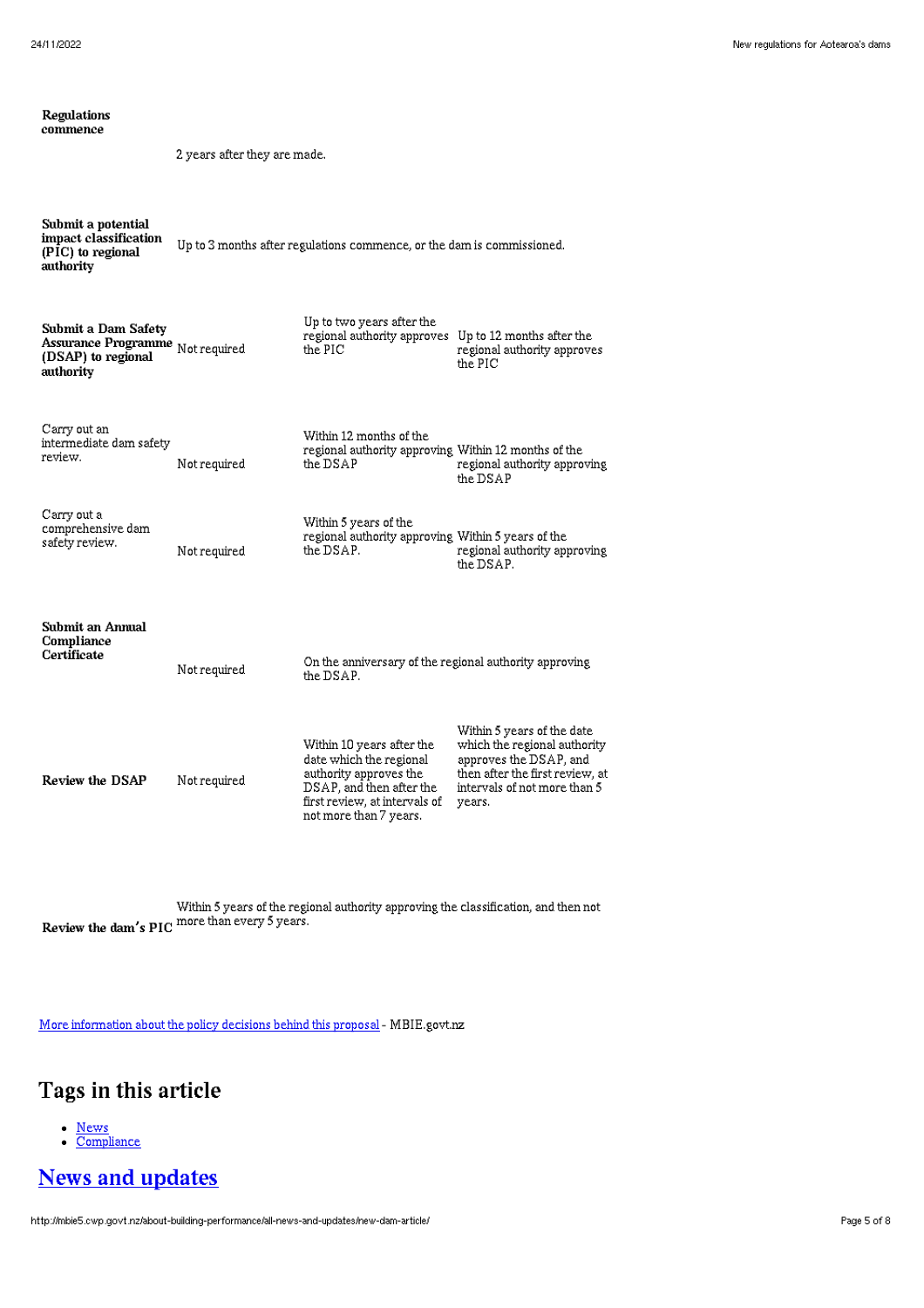| | | | |
|---|---|---|---|
| **Regulations commence** | 2 years after they are made. | | |
| **Submit a potential impact classification (PIC) to regional authority** | Up to 3 months after regulations commence, or the dam is commissioned. | | |
| **Submit a Dam Safety Assurance Programme (DSAP) to regional authority** | Not required | Up to two years after the regional authority approves the PIC | Up to 12 months after the regional authority approves the PIC |
| Carry out an intermediate dam safety review. | Not required | Within 12 months of the regional authority approving the DSAP | Within 12 months of the regional authority approving the DSAP |
| Carry out a comprehensive dam safety review. | Not required | Within 5 years of the regional authority approving the DSAP. | Within 5 years of the regional authority approving the DSAP. |
| **Submit an Annual Compliance Certificate** | Not required | On the anniversary of the regional authority approving the DSAP. | |
| **Review the DSAP** | Not required | Within 10 years after the date which the regional authority approves the DSAP, and then after the first review, at intervals of not more than 7 years. | Within 5 years of the date which the regional authority approves the DSAP, and then after the first review, at intervals of not more than 5 years. |
| **Review the dam's PIC** | Within 5 years of the regional authority approving the classification, and then not more than every 5 years. | | |

[More information about the policy decisions behind this proposal](#) - MBIE.govt.nz

## Tags in this article

- [News](#)
- [Compliance](#)

# [News and updates](#)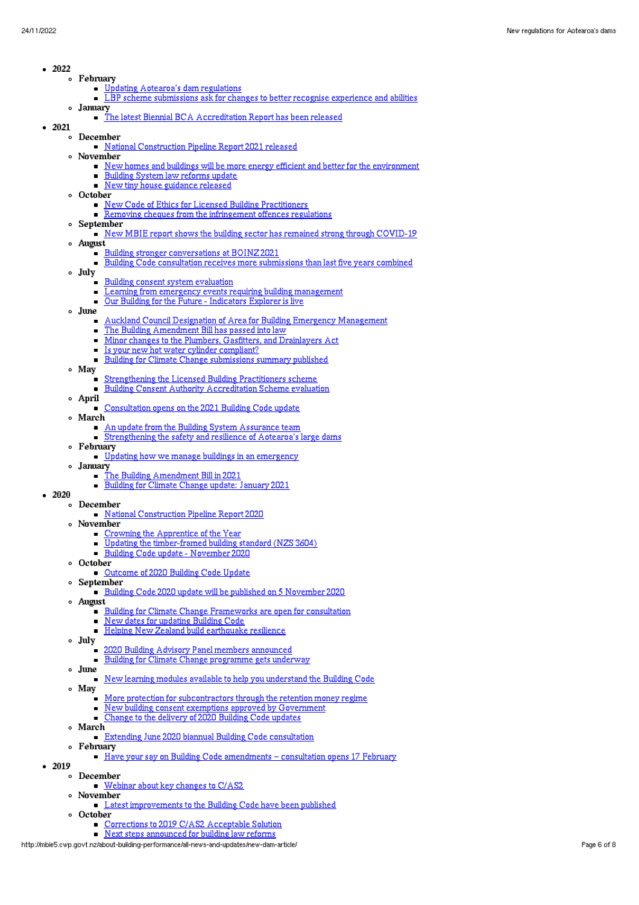- **2022**
  - **February**
    - Updating Aotearoa's dam regulations
    - LBP scheme submissions ask for changes to better recognise experience and abilities
  - **January**
    - The latest Biennial BCA Accreditation Report has been released
- **2021**
  - **December**
    - National Construction Pipeline Report 2021 released
  - **November**
    - New homes and buildings will be more energy efficient and better for the environment
    - Building System law reforms update
    - New tiny house guidance released
  - **October**
    - New Code of Ethics for Licensed Building Practitioners
    - Removing cheques from the infringement offences regulations
  - **September**
    - New MBIE report shows the building sector has remained strong through COVID-19
  - **August**
    - Building stronger conversations at BOINZ 2021
    - Building Code consultation receives more submissions than last five years combined
  - **July**
    - Building consent system evaluation
    - Learning from emergency events requiring building management
    - Our Building for the Future - Indicators Explorer is live
  - **June**
    - Auckland Council Designation of Area for Building Emergency Management
    - The Building Amendment Bill has passed into law
    - Minor changes to the Plumbers, Gasfitters, and Drainlayers Act
    - Is your new hot water cylinder compliant?
    - Building for Climate Change submissions summary published
  - **May**
    - Strengthening the Licensed Building Practitioners scheme
    - Building Consent Authority Accreditation Scheme evaluation
  - **April**
    - Consultation opens on the 2021 Building Code update
  - **March**
    - An update from the Building System Assurance team
    - Strengthening the safety and resilience of Aotearoa's large dams
  - **February**
    - Updating how we manage buildings in an emergency
  - **January**
    - The Building Amendment Bill in 2021
    - Building for Climate Change update: January 2021
- **2020**
  - **December**
    - National Construction Pipeline Report 2020
  - **November**
    - Crowning the Apprentice of the Year
    - Updating the timber-framed building standard (NZS 3604)
    - Building Code update - November 2020
  - **October**
    - Outcome of 2020 Building Code Update
  - **September**
    - Building Code 2020 update will be published on 5 November 2020
  - **August**
    - Building for Climate Change Frameworks are open for consultation
    - New dates for updating Building Code
    - Helping New Zealand build earthquake resilience
  - **July**
    - 2020 Building Advisory Panel members announced
    - Building for Climate Change programme gets underway
  - **June**
    - New learning modules available to help you understand the Building Code
  - **May**
    - More protection for subcontractors through the retention money regime
    - New building consent exemptions approved by Government
    - Change to the delivery of 2020 Building Code updates
  - **March**
    - Extending June 2020 biannual Building Code consultation
  - **February**
    - Have your say on Building Code amendments – consultation opens 17 February
- **2019**
  - **December**
    - Webinar about key changes to C/AS2
  - **November**
    - Latest improvements to the Building Code have been published
  - **October**
    - Corrections to 2019 C/AS2 Acceptable Solution
    - Next steps announced for building law reforms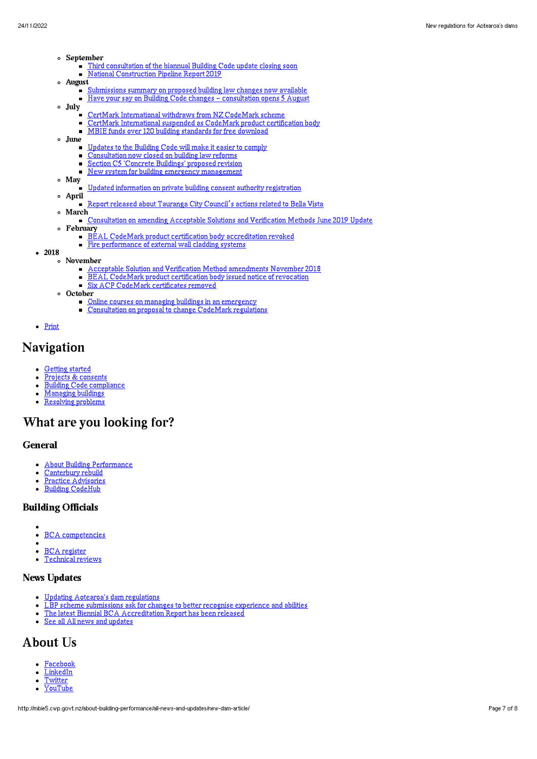- **September**
  - Third consultation of the biannual Building Code update closing soon
  - National Construction Pipeline Report 2019
- **August**
  - Submissions summary on proposed building law changes now available
  - Have your say on Building Code changes – consultation opens 5 August
- **July**
  - CertMark International withdraws from NZ CodeMark scheme
  - CertMark International suspended as CodeMark product certification body
  - MBIE funds over 120 building standards for free download
- **June**
  - Updates to the Building Code will make it easier to comply
  - Consultation now closed on building law reforms
  - Section C5 'Concrete Buildings' proposed revision
  - New system for building emergency management
- **May**
  - Updated information on private building consent authority registration
- **April**
  - Report released about Tauranga City Council's actions related to Bella Vista
- **March**
  - Consultation on amending Acceptable Solutions and Verification Methods June 2019 Update
- **February**
  - BEAL CodeMark product certification body accreditation revoked
  - Fire performance of external wall cladding systems

- **2018**
  - **November**
    - Acceptable Solution and Verification Method amendments November 2018
    - BEAL CodeMark product certification body issued notice of revocation
    - Six ACP CodeMark certificates removed
  - **October**
    - Online courses on managing buildings in an emergency
    - Consultation on proposal to change CodeMark regulations

- Print

# Navigation

- Getting started
- Projects & consents
- Building Code compliance
- Managing buildings
- Resolving problems

# What are you looking for?

## General

- About Building Performance
- Canterbury rebuild
- Practice Advisories
- Building CodeHub

## Building Officials

- BCA competencies
- BCA register
- Technical reviews

## News Updates

- Updating Aotearoa's dam regulations
- LBP scheme submissions ask for changes to better recognise experience and abilities
- The latest Biennial BCA Accreditation Report has been released
- See all All news and updates

# About Us

- Facebook
- LinkedIn
- Twitter
- YouTube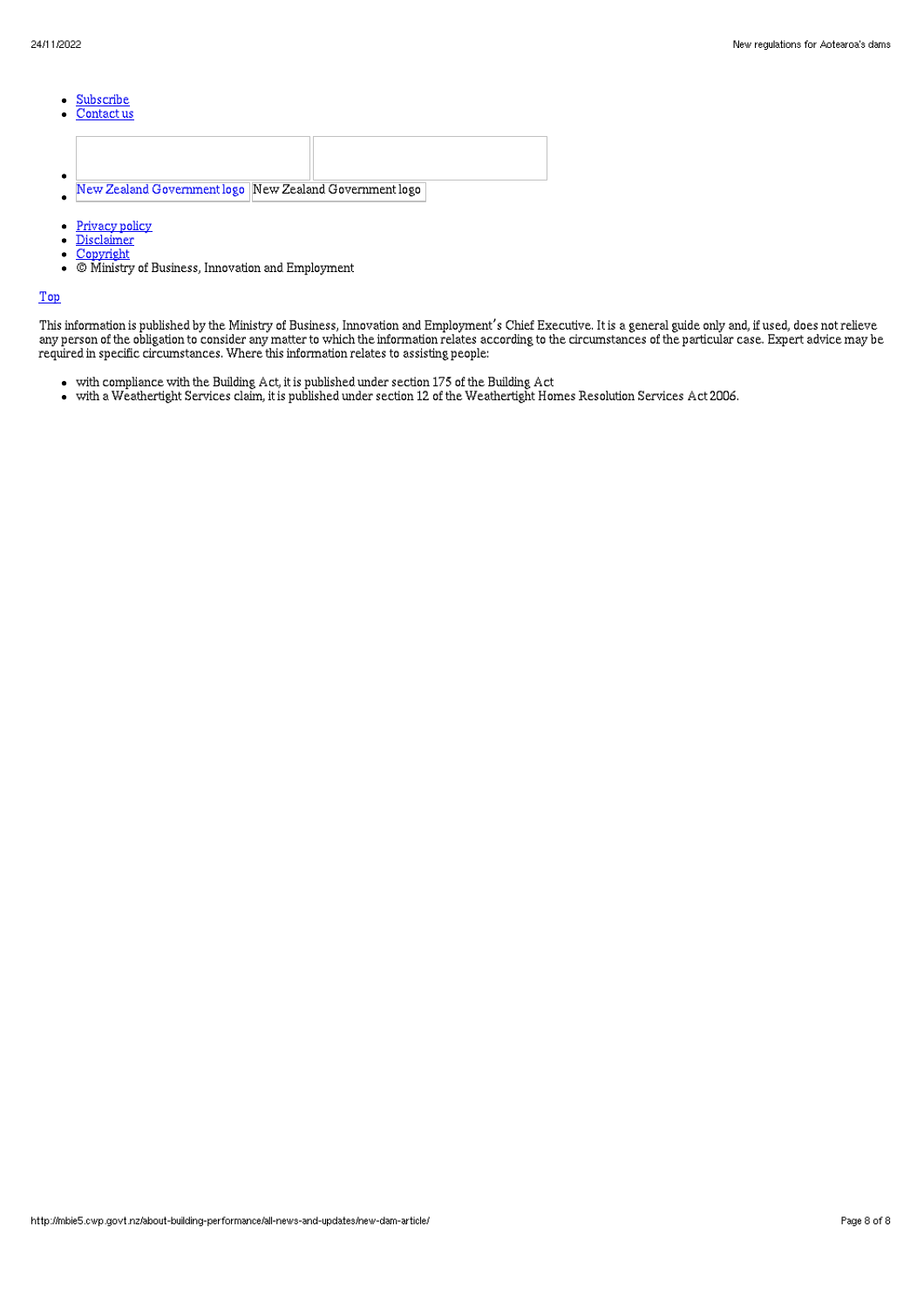- Subscribe
- Contact us
- 
- New Zealand Government logo New Zealand Government logo

- Privacy policy
- Disclaimer
- Copyright
- © Ministry of Business, Innovation and Employment

Top

This information is published by the Ministry of Business, Innovation and Employment's Chief Executive. It is a general guide only and, if used, does not relieve any person of the obligation to consider any matter to which the information relates according to the circumstances of the particular case. Expert advice may be required in specific circumstances. Where this information relates to assisting people:

- with compliance with the Building Act, it is published under section 175 of the Building Act
- with a Weathertight Services claim, it is published under section 12 of the Weathertight Homes Resolution Services Act 2006.